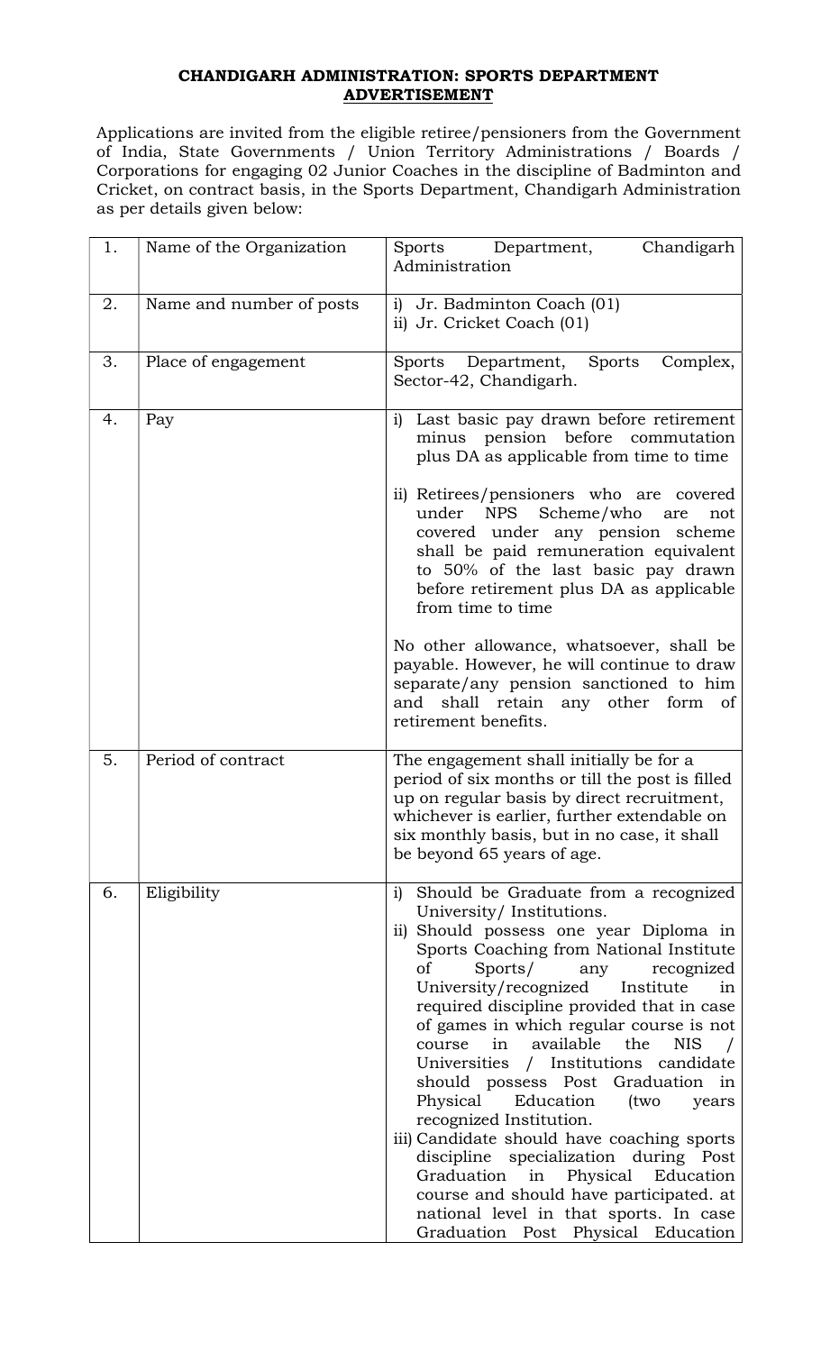**CHANDIGARH ADMINISTRATION: SPORTS DEPARTMENT**

**ADVERTISEMENT**

Applications are invited from the eligible retiree/pensioners from the Government of India, State Governments / Union Territory Administrations / Boards / Corporations for engaging 02 Junior Coaches in the discipline of Badminton and Cricket, on contract basis, in the Sports Department, Chandigarh Administration as per details given below:

| 1. | Name of the Organization | Sports Department, Chandigarh Administration |
|---|---|---|
| 2. | Name and number of posts | i) Jr. Badminton Coach (01)<br>ii) Jr. Cricket Coach (01) |
| 3. | Place of engagement | Sports Department, Sports Complex, Sector-42, Chandigarh. |
| 4. | Pay | i) Last basic pay drawn before retirement minus pension before commutation plus DA as applicable from time to time<br><br>ii) Retirees/pensioners who are covered under NPS Scheme/who are not covered under any pension scheme shall be paid remuneration equivalent to 50% of the last basic pay drawn before retirement plus DA as applicable from time to time<br><br>No other allowance, whatsoever, shall be payable. However, he will continue to draw separate/any pension sanctioned to him and shall retain any other form of retirement benefits. |
| 5. | Period of contract | The engagement shall initially be for a period of six months or till the post is filled up on regular basis by direct recruitment, whichever is earlier, further extendable on six monthly basis, but in no case, it shall be beyond 65 years of age. |
| 6. | Eligibility | i) Should be Graduate from a recognized University/ Institutions.<br>ii) Should possess one year Diploma in Sports Coaching from National Institute of Sports/ any recognized University/recognized Institute in required discipline provided that in case of games in which regular course is not course in available the NIS / Universities / Institutions candidate should possess Post Graduation in Physical Education (two years recognized Institution.<br>iii) Candidate should have coaching sports discipline specialization during Post Graduation in Physical Education course and should have participated. at national level in that sports. In case Graduation Post Physical Education |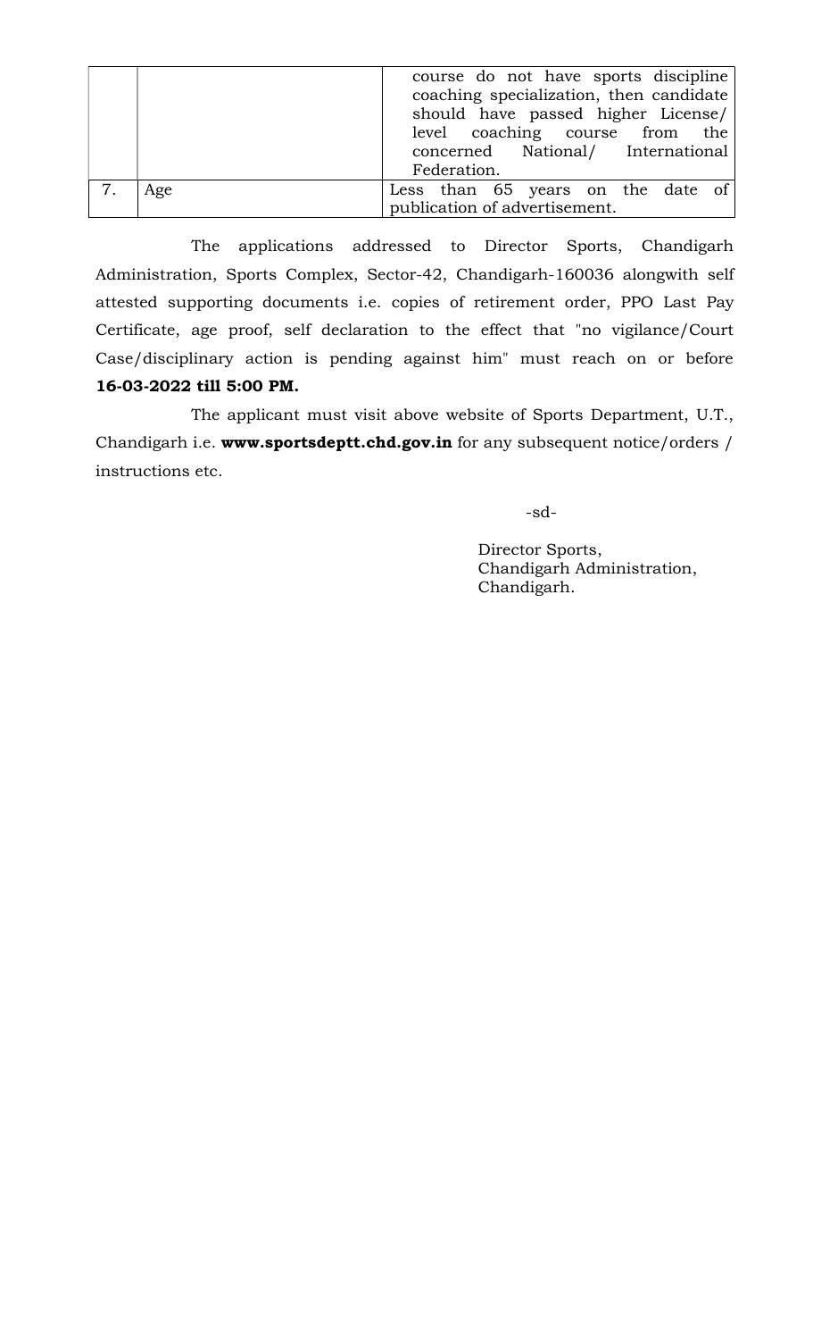| | | |
|---|---|---|
| | | course do not have sports discipline coaching specialization, then candidate should have passed higher License/ level coaching course from the concerned National/ International Federation. |
| 7. | Age | Less than 65 years on the date of publication of advertisement. |

The applications addressed to Director Sports, Chandigarh Administration, Sports Complex, Sector-42, Chandigarh-160036 alongwith self attested supporting documents i.e. copies of retirement order, PPO Last Pay Certificate, age proof, self declaration to the effect that "no vigilance/Court Case/disciplinary action is pending against him" must reach on or before **16-03-2022 till 5:00 PM.**

The applicant must visit above website of Sports Department, U.T., Chandigarh i.e. **www.sportsdeptt.chd.gov.in** for any subsequent notice/orders / instructions etc.

-sd-

Director Sports,
Chandigarh Administration,
Chandigarh.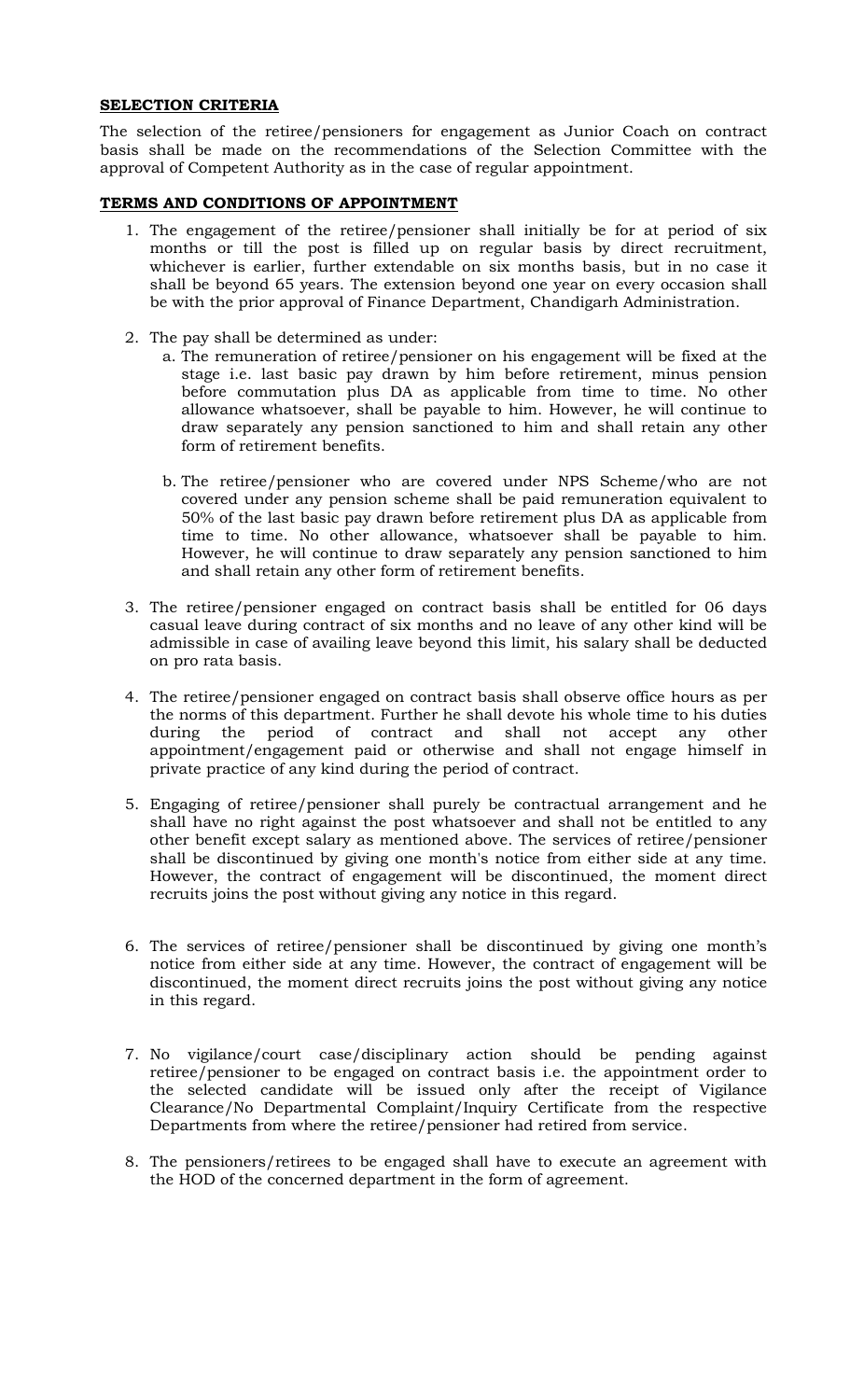**SELECTION CRITERIA**

The selection of the retiree/pensioners for engagement as Junior Coach on contract basis shall be made on the recommendations of the Selection Committee with the approval of Competent Authority as in the case of regular appointment.

**TERMS AND CONDITIONS OF APPOINTMENT**

1. The engagement of the retiree/pensioner shall initially be for at period of six months or till the post is filled up on regular basis by direct recruitment, whichever is earlier, further extendable on six months basis, but in no case it shall be beyond 65 years. The extension beyond one year on every occasion shall be with the prior approval of Finance Department, Chandigarh Administration.

2. The pay shall be determined as under:
   a. The remuneration of retiree/pensioner on his engagement will be fixed at the stage i.e. last basic pay drawn by him before retirement, minus pension before commutation plus DA as applicable from time to time. No other allowance whatsoever, shall be payable to him. However, he will continue to draw separately any pension sanctioned to him and shall retain any other form of retirement benefits.

   b. The retiree/pensioner who are covered under NPS Scheme/who are not covered under any pension scheme shall be paid remuneration equivalent to 50% of the last basic pay drawn before retirement plus DA as applicable from time to time. No other allowance, whatsoever shall be payable to him. However, he will continue to draw separately any pension sanctioned to him and shall retain any other form of retirement benefits.

3. The retiree/pensioner engaged on contract basis shall be entitled for 06 days casual leave during contract of six months and no leave of any other kind will be admissible in case of availing leave beyond this limit, his salary shall be deducted on pro rata basis.

4. The retiree/pensioner engaged on contract basis shall observe office hours as per the norms of this department. Further he shall devote his whole time to his duties during the period of contract and shall not accept any other appointment/engagement paid or otherwise and shall not engage himself in private practice of any kind during the period of contract.

5. Engaging of retiree/pensioner shall purely be contractual arrangement and he shall have no right against the post whatsoever and shall not be entitled to any other benefit except salary as mentioned above. The services of retiree/pensioner shall be discontinued by giving one month's notice from either side at any time. However, the contract of engagement will be discontinued, the moment direct recruits joins the post without giving any notice in this regard.

6. The services of retiree/pensioner shall be discontinued by giving one month's notice from either side at any time. However, the contract of engagement will be discontinued, the moment direct recruits joins the post without giving any notice in this regard.

7. No vigilance/court case/disciplinary action should be pending against retiree/pensioner to be engaged on contract basis i.e. the appointment order to the selected candidate will be issued only after the receipt of Vigilance Clearance/No Departmental Complaint/Inquiry Certificate from the respective Departments from where the retiree/pensioner had retired from service.

8. The pensioners/retirees to be engaged shall have to execute an agreement with the HOD of the concerned department in the form of agreement.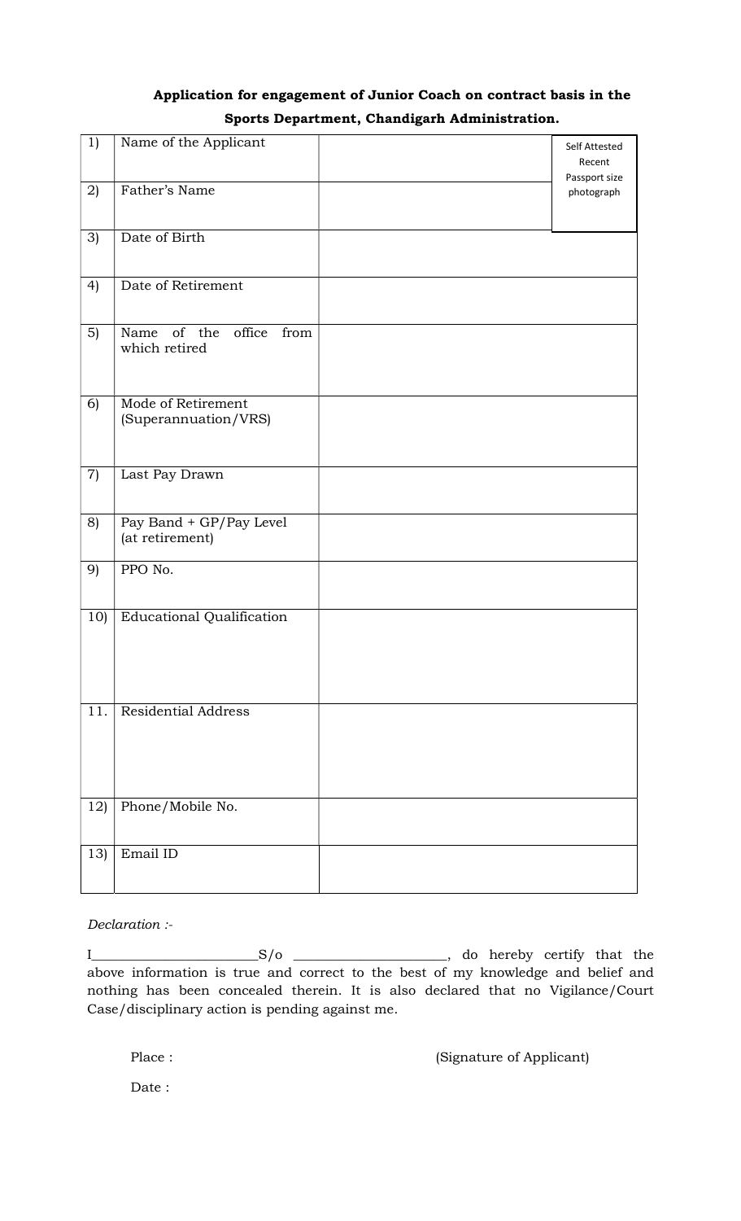**Application for engagement of Junior Coach on contract basis in the Sports Department, Chandigarh Administration.**

| | | | |
|---|---|---|---|
| 1) | Name of the Applicant | | Self Attested Recent Passport size photograph |
| 2) | Father's Name | | |
| 3) | Date of Birth | | |
| 4) | Date of Retirement | | |
| 5) | Name of the office from which retired | | |
| 6) | Mode of Retirement (Superannuation/VRS) | | |
| 7) | Last Pay Drawn | | |
| 8) | Pay Band + GP/Pay Level (at retirement) | | |
| 9) | PPO No. | | |
| 10) | Educational Qualification | | |
| 11. | Residential Address | | |
| 12) | Phone/Mobile No. | | |
| 13) | Email ID | | |

*Declaration :-*

I________________________S/o ______________________, do hereby certify that the above information is true and correct to the best of my knowledge and belief and nothing has been concealed therein. It is also declared that no Vigilance/Court Case/disciplinary action is pending against me.

Place : (Signature of Applicant)

Date :